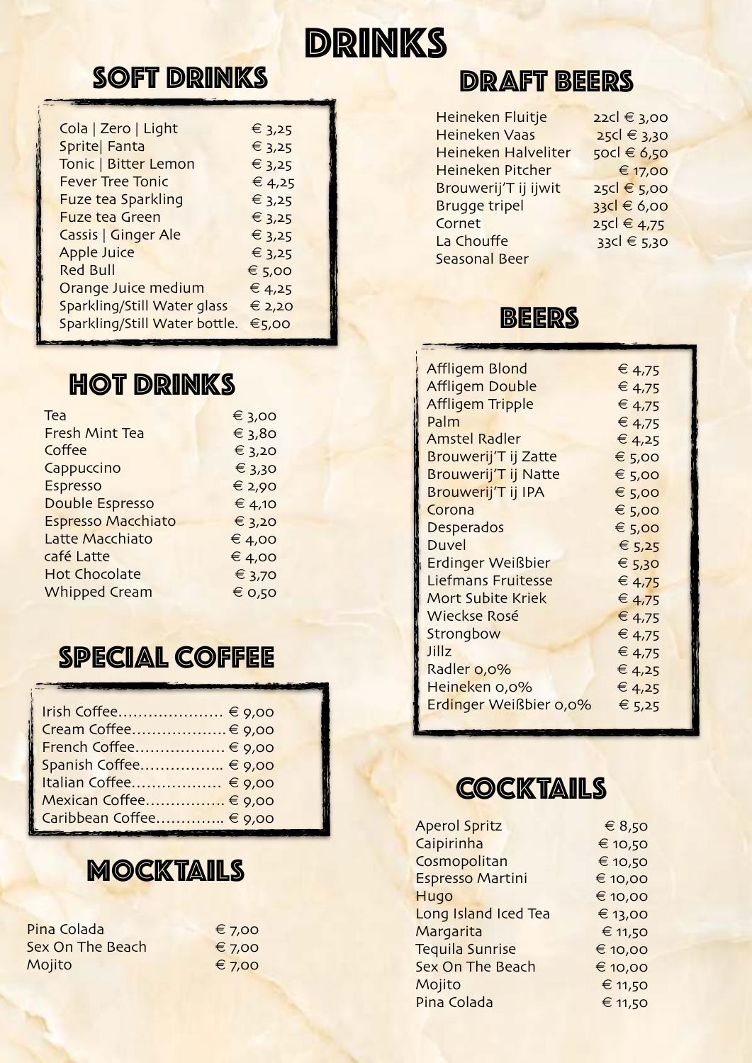# DRINKS

## SOFT DRINKS

| | |
|---|---|
| Cola \| Zero \| Light | € 3,25 |
| Sprite\| Fanta | € 3,25 |
| Tonic \| Bitter Lemon | € 3,25 |
| Fever Tree Tonic | € 4,25 |
| Fuze tea Sparkling | € 3,25 |
| Fuze tea Green | € 3,25 |
| Cassis \| Ginger Ale | € 3,25 |
| Apple Juice | € 3,25 |
| Red Bull | € 5,00 |
| Orange Juice medium | € 4,25 |
| Sparkling/Still Water glass | € 2,20 |
| Sparkling/Still Water bottle. | €5,00 |

## HOT DRINKS

| | |
|---|---|
| Tea | € 3,00 |
| Fresh Mint Tea | € 3,80 |
| Coffee | € 3,20 |
| Cappuccino | € 3,30 |
| Espresso | € 2,90 |
| Double Espresso | € 4,10 |
| Espresso Macchiato | € 3,20 |
| Latte Macchiato | € 4,00 |
| café Latte | € 4,00 |
| Hot Chocolate | € 3,70 |
| Whipped Cream | € 0,50 |

## SPECIAL COFFEE

Irish Coffee………………… € 9,00
Cream Coffee……………….€ 9,00
French Coffee……………… € 9,00
Spanish Coffee…………….. € 9,00
Italian Coffee……………… € 9,00
Mexican Coffee…………….. € 9,00
Caribbean Coffee………….. € 9,00

## MOCKTAILS

| | |
|---|---|
| Pina Colada | € 7,00 |
| Sex On The Beach | € 7,00 |
| Mojito | € 7,00 |

## DRAFT BEERS

| | |
|---|---|
| Heineken Fluitje | 22cl € 3,00 |
| Heineken Vaas | 25cl € 3,30 |
| Heineken Halveliter | 50cl € 6,50 |
| Heineken Pitcher | € 17,00 |
| Brouwerij'T ij ijwit | 25cl € 5,00 |
| Brugge tripel | 33cl € 6,00 |
| Cornet | 25cl € 4,75 |
| La Chouffe | 33cl € 5,30 |
| Seasonal Beer | |

## BEERS

| | |
|---|---|
| Affligem Blond | € 4,75 |
| Affligem Double | € 4,75 |
| Affligem Tripple | € 4,75 |
| Palm | € 4,75 |
| Amstel Radler | € 4,25 |
| Brouwerij'T ij Zatte | € 5,00 |
| Brouwerij'T ij Natte | € 5,00 |
| Brouwerij'T ij IPA | € 5,00 |
| Corona | € 5,00 |
| Desperados | € 5,00 |
| Duvel | € 5,25 |
| Erdinger Weißbier | € 5,30 |
| Liefmans Fruitesse | € 4,75 |
| Mort Subite Kriek | € 4,75 |
| Wieckse Rosé | € 4,75 |
| Strongbow | € 4,75 |
| Jillz | € 4,75 |
| Radler 0,0% | € 4,25 |
| Heineken 0,0% | € 4,25 |
| Erdinger Weißbier 0,0% | € 5,25 |

## COCKTAILS

| | |
|---|---|
| Aperol Spritz | € 8,50 |
| Caipirinha | € 10,50 |
| Cosmopolitan | € 10,50 |
| Espresso Martini | € 10,00 |
| Hugo | € 10,00 |
| Long Island Iced Tea | € 13,00 |
| Margarita | € 11,50 |
| Tequila Sunrise | € 10,00 |
| Sex On The Beach | € 10,00 |
| Mojito | € 11,50 |
| Pina Colada | € 11,50 |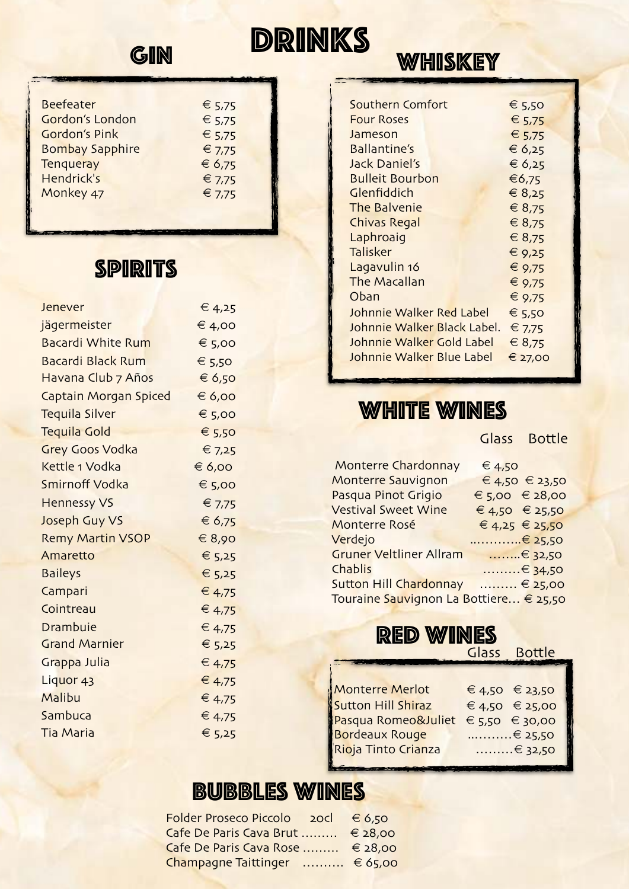# DRINKS

## GIN

| | |
|---|---|
| Beefeater | € 5,75 |
| Gordon's London | € 5,75 |
| Gordon's Pink | € 5,75 |
| Bombay Sapphire | € 7,75 |
| Tenqueray | € 6,75 |
| Hendrick's | € 7,75 |
| Monkey 47 | € 7,75 |

## SPIRITS

| | |
|---|---|
| Jenever | € 4,25 |
| jägermeister | € 4,00 |
| Bacardi White Rum | € 5,00 |
| Bacardi Black Rum | € 5,50 |
| Havana Club 7 Años | € 6,50 |
| Captain Morgan Spiced | € 6,00 |
| Tequila Silver | € 5,00 |
| Tequila Gold | € 5,50 |
| Grey Goos Vodka | € 7,25 |
| Kettle 1 Vodka | € 6,00 |
| Smirnoff Vodka | € 5,00 |
| Hennessy VS | € 7,75 |
| Joseph Guy VS | € 6,75 |
| Remy Martin VSOP | € 8,90 |
| Amaretto | € 5,25 |
| Baileys | € 5,25 |
| Campari | € 4,75 |
| Cointreau | € 4,75 |
| Drambuie | € 4,75 |
| Grand Marnier | € 5,25 |
| Grappa Julia | € 4,75 |
| Liquor 43 | € 4,75 |
| Malibu | € 4,75 |
| Sambuca | € 4,75 |
| Tia Maria | € 5,25 |

## WHISKEY

| | |
|---|---|
| Southern Comfort | € 5,50 |
| Four Roses | € 5,75 |
| Jameson | € 5,75 |
| Ballantine's | € 6,25 |
| Jack Daniel's | € 6,25 |
| Bulleit Bourbon | €6,75 |
| Glenfiddich | € 8,25 |
| The Balvenie | € 8,75 |
| Chivas Regal | € 8,75 |
| Laphroaig | € 8,75 |
| Talisker | € 9,25 |
| Lagavulin 16 | € 9,75 |
| The Macallan | € 9,75 |
| Oban | € 9,75 |
| Johnnie Walker Red Label | € 5,50 |
| Johnnie Walker Black Label. | € 7,75 |
| Johnnie Walker Gold Label | € 8,75 |
| Johnnie Walker Blue Label | € 27,00 |

## WHITE WINES

| | Glass | Bottle |
|---|---|---|
| Monterre Chardonnay | € 4,50 | |
| Monterre Sauvignon | € 4,50 | € 23,50 |
| Pasqua Pinot Grigio | € 5,00 | € 28,00 |
| Vestival Sweet Wine | € 4,50 | € 25,50 |
| Monterre Rosé | € 4,25 | € 25,50 |
| Verdejo | ............ | € 25,50 |
| Gruner Veltliner Allram | ........ | € 32,50 |
| Chablis | ......... | € 34,50 |
| Sutton Hill Chardonnay | ......... | € 25,00 |
| Touraine Sauvignon La Bottiere... | | € 25,50 |

## RED WINES

| | Glass | Bottle |
|---|---|---|
| Monterre Merlot | € 4,50 | € 23,50 |
| Sutton Hill Shiraz | € 4,50 | € 25,00 |
| Pasqua Romeo&Juliet | € 5,50 | € 30,00 |
| Bordeaux Rouge | .......... | € 25,50 |
| Rioja Tinto Crianza | ......... | € 32,50 |

## BUBBLES WINES

| | |
|---|---|
| Folder Proseco Piccolo 20cl | € 6,50 |
| Cafe De Paris Cava Brut ......... | € 28,00 |
| Cafe De Paris Cava Rose ......... | € 28,00 |
| Champagne Taittinger .......... | € 65,00 |